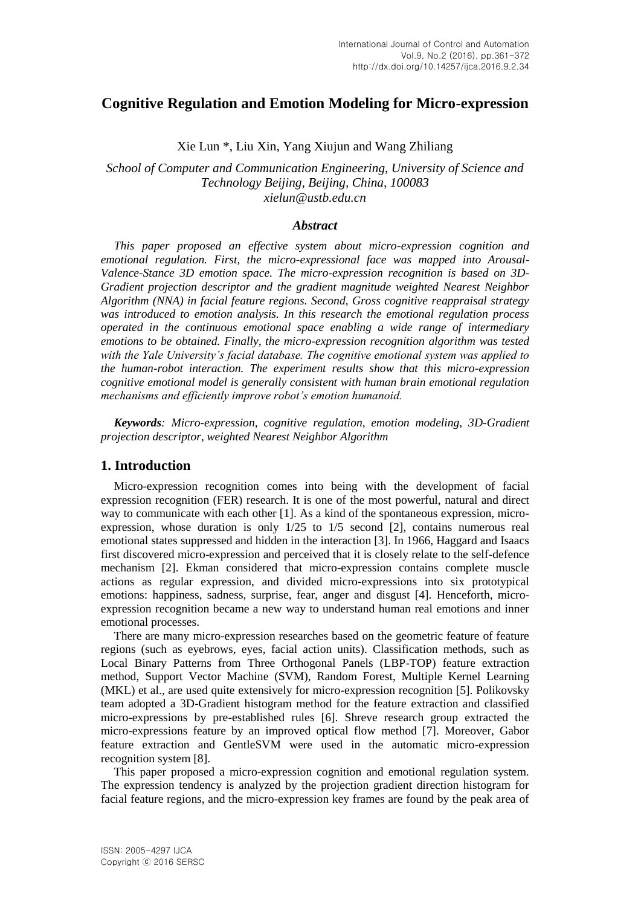# Cognitive Regulation and Emotion Modeling for Micro-expression

Xie Lun *, Liu Xin, Yang Xiujun and Wang Zhiliang

*School of Computer and Communication Engineering, University of Science and Technology Beijing, Beijing, China, 100083*
*xielun@ustb.edu.cn*

### *Abstract*

*This paper proposed an effective system about micro-expression cognition and emotional regulation. First, the micro-expressional face was mapped into Arousal-Valence-Stance 3D emotion space. The micro-expression recognition is based on 3D-Gradient projection descriptor and the gradient magnitude weighted Nearest Neighbor Algorithm (NNA) in facial feature regions. Second, Gross cognitive reappraisal strategy was introduced to emotion analysis. In this research the emotional regulation process operated in the continuous emotional space enabling a wide range of intermediary emotions to be obtained. Finally, the micro-expression recognition algorithm was tested with the Yale University's facial database. The cognitive emotional system was applied to the human-robot interaction. The experiment results show that this micro-expression cognitive emotional model is generally consistent with human brain emotional regulation mechanisms and efficiently improve robot's emotion humanoid.*

***Keywords**: Micro-expression, cognitive regulation, emotion modeling, 3D-Gradient projection descriptor, weighted Nearest Neighbor Algorithm*

## 1. Introduction

Micro-expression recognition comes into being with the development of facial expression recognition (FER) research. It is one of the most powerful, natural and direct way to communicate with each other [1]. As a kind of the spontaneous expression, micro-expression, whose duration is only 1/25 to 1/5 second [2], contains numerous real emotional states suppressed and hidden in the interaction [3]. In 1966, Haggard and Isaacs first discovered micro-expression and perceived that it is closely relate to the self-defence mechanism [2]. Ekman considered that micro-expression contains complete muscle actions as regular expression, and divided micro-expressions into six prototypical emotions: happiness, sadness, surprise, fear, anger and disgust [4]. Henceforth, micro-expression recognition became a new way to understand human real emotions and inner emotional processes.

There are many micro-expression researches based on the geometric feature of feature regions (such as eyebrows, eyes, facial action units). Classification methods, such as Local Binary Patterns from Three Orthogonal Panels (LBP-TOP) feature extraction method, Support Vector Machine (SVM), Random Forest, Multiple Kernel Learning (MKL) et al., are used quite extensively for micro-expression recognition [5]. Polikovsky team adopted a 3D-Gradient histogram method for the feature extraction and classified micro-expressions by pre-established rules [6]. Shreve research group extracted the micro-expressions feature by an improved optical flow method [7]. Moreover, Gabor feature extraction and GentleSVM were used in the automatic micro-expression recognition system [8].

This paper proposed a micro-expression cognition and emotional regulation system. The expression tendency is analyzed by the projection gradient direction histogram for facial feature regions, and the micro-expression key frames are found by the peak area of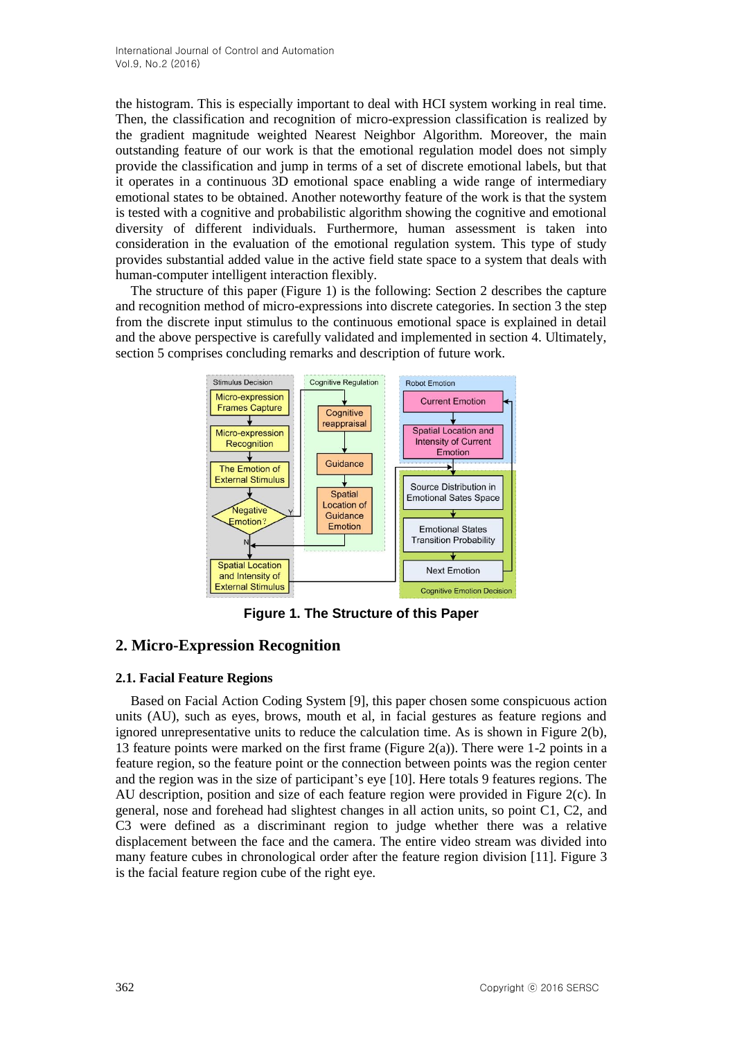the histogram. This is especially important to deal with HCI system working in real time. Then, the classification and recognition of micro-expression classification is realized by the gradient magnitude weighted Nearest Neighbor Algorithm. Moreover, the main outstanding feature of our work is that the emotional regulation model does not simply provide the classification and jump in terms of a set of discrete emotional labels, but that it operates in a continuous 3D emotional space enabling a wide range of intermediary emotional states to be obtained. Another noteworthy feature of the work is that the system is tested with a cognitive and probabilistic algorithm showing the cognitive and emotional diversity of different individuals. Furthermore, human assessment is taken into consideration in the evaluation of the emotional regulation system. This type of study provides substantial added value in the active field state space to a system that deals with human-computer intelligent interaction flexibly.

The structure of this paper (Figure 1) is the following: Section 2 describes the capture and recognition method of micro-expressions into discrete categories. In section 3 the step from the discrete input stimulus to the continuous emotional space is explained in detail and the above perspective is carefully validated and implemented in section 4. Ultimately, section 5 comprises concluding remarks and description of future work.

**Figure 1. The Structure of this Paper**

## 2. Micro-Expression Recognition

### 2.1. Facial Feature Regions

Based on Facial Action Coding System [9], this paper chosen some conspicuous action units (AU), such as eyes, brows, mouth et al, in facial gestures as feature regions and ignored unrepresentative units to reduce the calculation time. As is shown in Figure 2(b), 13 feature points were marked on the first frame (Figure 2(a)). There were 1-2 points in a feature region, so the feature point or the connection between points was the region center and the region was in the size of participant's eye [10]. Here totals 9 features regions. The AU description, position and size of each feature region were provided in Figure 2(c). In general, nose and forehead had slightest changes in all action units, so point C1, C2, and C3 were defined as a discriminant region to judge whether there was a relative displacement between the face and the camera. The entire video stream was divided into many feature cubes in chronological order after the feature region division [11]. Figure 3 is the facial feature region cube of the right eye.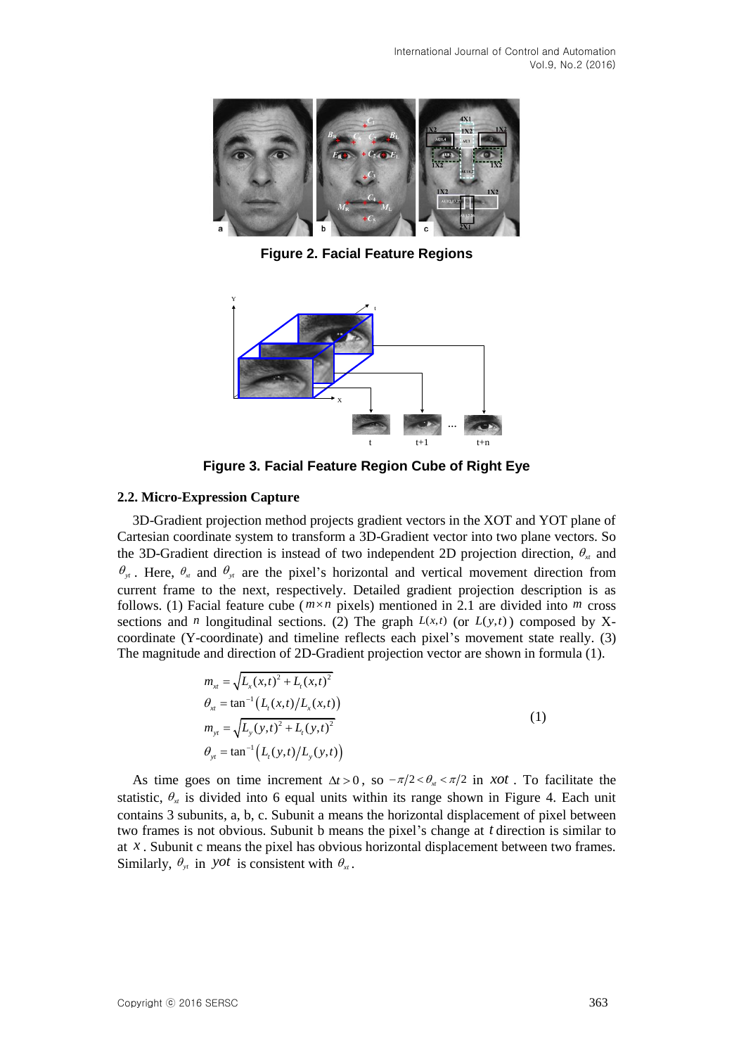Figure 2. Facial Feature Regions

Figure 3. Facial Feature Region Cube of Right Eye

### 2.2. Micro-Expression Capture

3D-Gradient projection method projects gradient vectors in the XOT and YOT plane of Cartesian coordinate system to transform a 3D-Gradient vector into two plane vectors. So the 3D-Gradient direction is instead of two independent 2D projection direction, $\theta_{xt}$ and $\theta_{yt}$. Here, $\theta_{xt}$ and $\theta_{yt}$ are the pixel's horizontal and vertical movement direction from current frame to the next, respectively. Detailed gradient projection description is as follows. (1) Facial feature cube ($m \times n$ pixels) mentioned in 2.1 are divided into $m$ cross sections and $n$ longitudinal sections. (2) The graph $L(x,t)$ (or $L(y,t)$) composed by X-coordinate (Y-coordinate) and timeline reflects each pixel's movement state really. (3) The magnitude and direction of 2D-Gradient projection vector are shown in formula (1).

$$
\begin{aligned}
m_{xt} &= \sqrt{L_x(x,t)^2 + L_t(x,t)^2} \\
\theta_{xt} &= \tan^{-1}\left(L_t(x,t)/L_x(x,t)\right) \\
m_{yt} &= \sqrt{L_y(y,t)^2 + L_t(y,t)^2} \\
\theta_{yt} &= \tan^{-1}\left(L_t(y,t)/L_y(y,t)\right)
\end{aligned}
\tag{1}
$$

As time goes on time increment $\Delta t > 0$, so $-\pi/2 < \theta_{xt} < \pi/2$ in $xot$. To facilitate the statistic, $\theta_{xt}$ is divided into 6 equal units within its range shown in Figure 4. Each unit contains 3 subunits, a, b, c. Subunit a means the horizontal displacement of pixel between two frames is not obvious. Subunit b means the pixel's change at $t$ direction is similar to at $x$. Subunit c means the pixel has obvious horizontal displacement between two frames. Similarly, $\theta_{yt}$ in $yot$ is consistent with $\theta_{xt}$.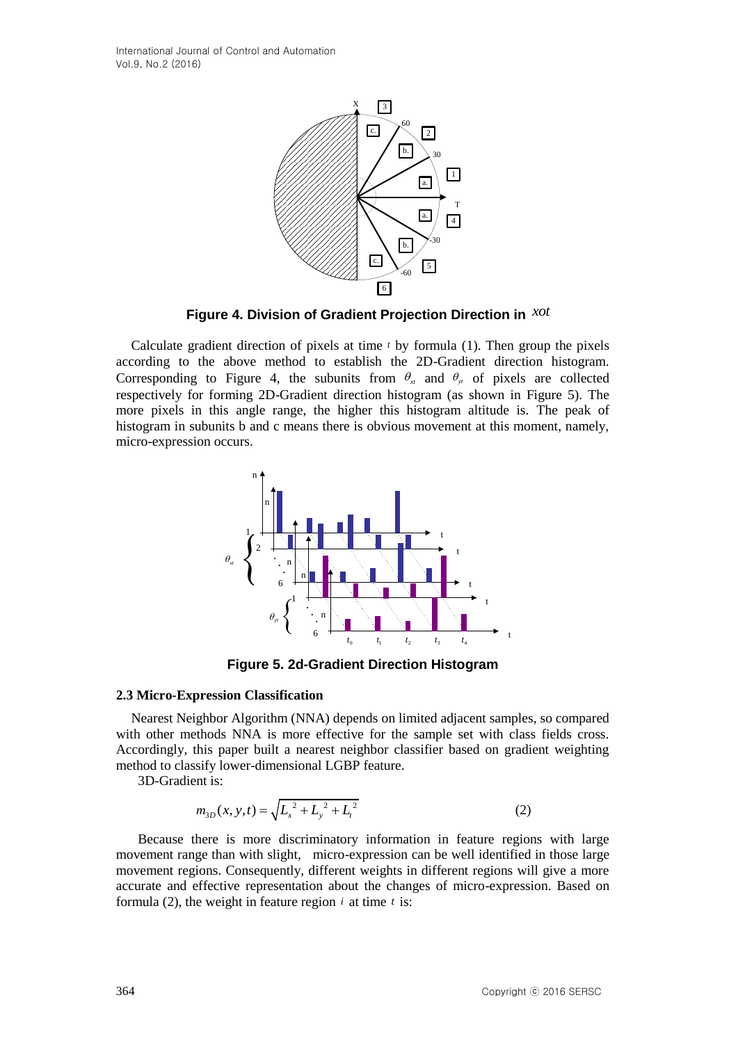**Figure 4. Division of Gradient Projection Direction in** $xot$

Calculate gradient direction of pixels at time $t$ by formula (1). Then group the pixels according to the above method to establish the 2D-Gradient direction histogram. Corresponding to Figure 4, the subunits from $\theta_{xt}$ and $\theta_{yt}$ of pixels are collected respectively for forming 2D-Gradient direction histogram (as shown in Figure 5). The more pixels in this angle range, the higher this histogram altitude is. The peak of histogram in subunits b and c means there is obvious movement at this moment, namely, micro-expression occurs.

**Figure 5. 2d-Gradient Direction Histogram**

### 2.3 Micro-Expression Classification

Nearest Neighbor Algorithm (NNA) depends on limited adjacent samples, so compared with other methods NNA is more effective for the sample set with class fields cross. Accordingly, this paper built a nearest neighbor classifier based on gradient weighting method to classify lower-dimensional LGBP feature.

3D-Gradient is:

$$m_{3D}(x,y,t) = \sqrt{L_x^{\,2} + L_y^{\,2} + L_t^{\,2}} \tag{2}$$

Because there is more discriminatory information in feature regions with large movement range than with slight, micro-expression can be well identified in those large movement regions. Consequently, different weights in different regions will give a more accurate and effective representation about the changes of micro-expression. Based on formula (2), the weight in feature region $i$ at time $t$ is: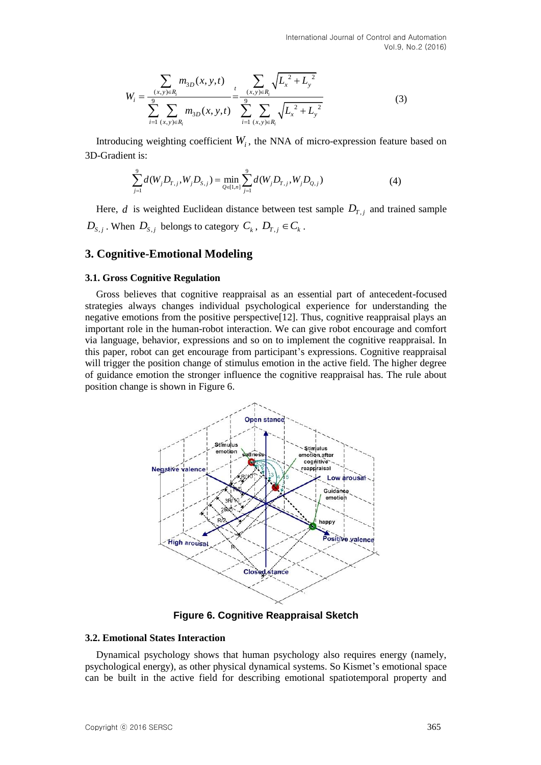$$W_i = \frac{\sum_{(x,y)\in R_i} m_{3D}(x,y,t)}{\sum_{i=1}^{9}\sum_{(x,y)\in R_i} m_{3D}(x,y,t)} \stackrel{t}{=} \frac{\sum_{(x,y)\in R_i}\sqrt{{L_x}^2+{L_y}^2}}{\sum_{i=1}^{9}\sum_{(x,y)\in R_i}\sqrt{{L_x}^2+{L_y}^2}} \tag{3}$$

Introducing weighting coefficient $W_i$, the NNA of micro-expression feature based on 3D-Gradient is:

$$\sum_{j=1}^{9} d(W_j D_{T,j}, W_j D_{S,j}) = \min_{Q\in[1,n]} \sum_{j=1}^{9} d(W_j D_{T,j}, W_j D_{Q,j}) \tag{4}$$

Here, $d$ is weighted Euclidean distance between test sample $D_{T,j}$ and trained sample $D_{S,j}$. When $D_{S,j}$ belongs to category $C_k$, $D_{T,j} \in C_k$.

## 3. Cognitive-Emotional Modeling

### 3.1. Gross Cognitive Regulation

Gross believes that cognitive reappraisal as an essential part of antecedent-focused strategies always changes individual psychological experience for understanding the negative emotions from the positive perspective[12]. Thus, cognitive reappraisal plays an important role in the human-robot interaction. We can give robot encourage and comfort via language, behavior, expressions and so on to implement the cognitive reappraisal. In this paper, robot can get encourage from participant's expressions. Cognitive reappraisal will trigger the position change of stimulus emotion in the active field. The higher degree of guidance emotion the stronger influence the cognitive reappraisal has. The rule about position change is shown in Figure 6.

**Figure 6. Cognitive Reappraisal Sketch**

### 3.2. Emotional States Interaction

Dynamical psychology shows that human psychology also requires energy (namely, psychological energy), as other physical dynamical systems. So Kismet's emotional space can be built in the active field for describing emotional spatiotemporal property and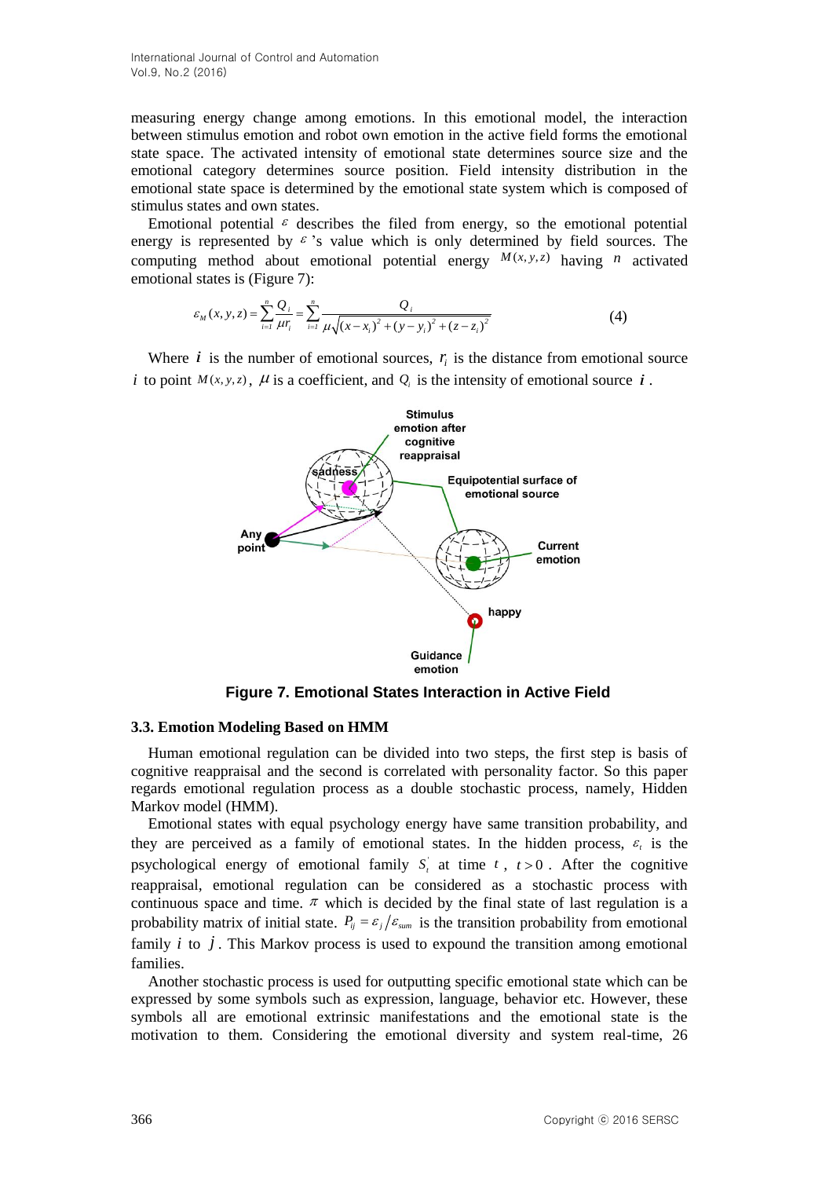measuring energy change among emotions. In this emotional model, the interaction between stimulus emotion and robot own emotion in the active field forms the emotional state space. The activated intensity of emotional state determines source size and the emotional category determines source position. Field intensity distribution in the emotional state space is determined by the emotional state system which is composed of stimulus states and own states.

Emotional potential $\varepsilon$ describes the filed from energy, so the emotional potential energy is represented by $\varepsilon$ 's value which is only determined by field sources. The computing method about emotional potential energy $M(x,y,z)$ having $n$ activated emotional states is (Figure 7):

$$\varepsilon_M(x,y,z) = \sum_{i=1}^{n} \frac{Q_i}{\mu r_i} = \sum_{i=1}^{n} \frac{Q_i}{\mu\sqrt{(x-x_i)^2+(y-y_i)^2+(z-z_i)^2}} \tag{4}$$

Where $i$ is the number of emotional sources, $r_i$ is the distance from emotional source $i$ to point $M(x,y,z)$, $\mu$ is a coefficient, and $Q_i$ is the intensity of emotional source $i$.

**Figure 7. Emotional States Interaction in Active Field**

### 3.3. Emotion Modeling Based on HMM

Human emotional regulation can be divided into two steps, the first step is basis of cognitive reappraisal and the second is correlated with personality factor. So this paper regards emotional regulation process as a double stochastic process, namely, Hidden Markov model (HMM).

Emotional states with equal psychology energy have same transition probability, and they are perceived as a family of emotional states. In the hidden process, $\varepsilon_t$ is the psychological energy of emotional family $S_t^{'}$ at time $t$, $t>0$. After the cognitive reappraisal, emotional regulation can be considered as a stochastic process with continuous space and time. $\pi$ which is decided by the final state of last regulation is a probability matrix of initial state. $P_{ij} = \varepsilon_j / \varepsilon_{sum}$ is the transition probability from emotional family $i$ to $j$. This Markov process is used to expound the transition among emotional families.

Another stochastic process is used for outputting specific emotional state which can be expressed by some symbols such as expression, language, behavior etc. However, these symbols all are emotional extrinsic manifestations and the emotional state is the motivation to them. Considering the emotional diversity and system real-time, 26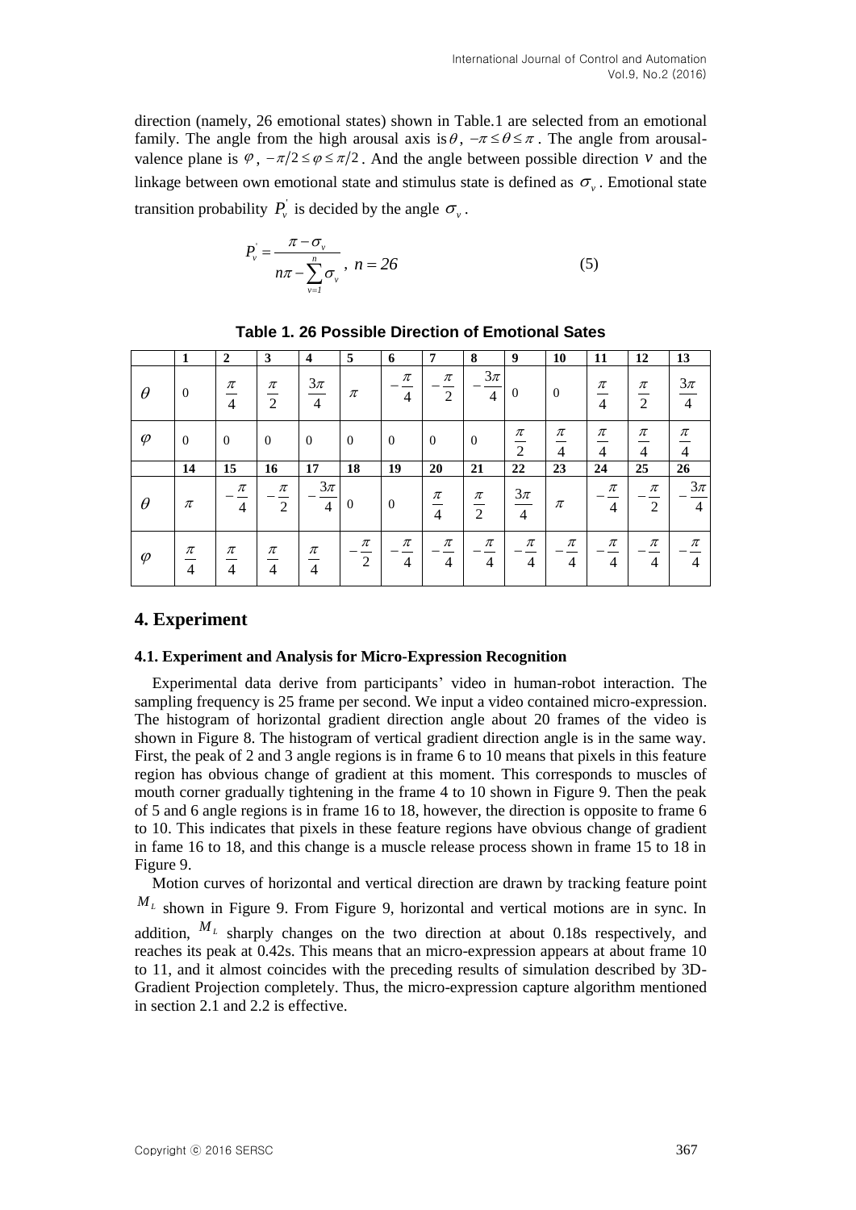direction (namely, 26 emotional states) shown in Table.1 are selected from an emotional family. The angle from the high arousal axis is $\theta$, $-\pi \le \theta \le \pi$. The angle from arousal-valence plane is $\varphi$, $-\pi/2 \le \varphi \le \pi/2$. And the angle between possible direction $v$ and the linkage between own emotional state and stimulus state is defined as $\sigma_v$. Emotional state transition probability $P_v^{'}$ is decided by the angle $\sigma_v$.

$$P_v^{'} = \frac{\pi - \sigma_v}{n\pi - \sum_{v=1}^{n} \sigma_v}, \ n = 26 \tag{5}$$

**Table 1. 26 Possible Direction of Emotional Sates**

| | 1 | 2 | 3 | 4 | 5 | 6 | 7 | 8 | 9 | 10 | 11 | 12 | 13 |
|---|---|---|---|---|---|---|---|---|---|---|---|---|---|
| $\theta$ | 0 | $\frac{\pi}{4}$ | $\frac{\pi}{2}$ | $\frac{3\pi}{4}$ | $\pi$ | $-\frac{\pi}{4}$ | $-\frac{\pi}{2}$ | $-\frac{3\pi}{4}$ | 0 | 0 | $\frac{\pi}{4}$ | $\frac{\pi}{2}$ | $\frac{3\pi}{4}$ |
| $\varphi$ | 0 | 0 | 0 | 0 | 0 | 0 | 0 | 0 | $\frac{\pi}{2}$ | $\frac{\pi}{4}$ | $\frac{\pi}{4}$ | $\frac{\pi}{4}$ | $\frac{\pi}{4}$ |
| | **14** | **15** | **16** | **17** | **18** | **19** | **20** | **21** | **22** | **23** | **24** | **25** | **26** |
| $\theta$ | $\pi$ | $-\frac{\pi}{4}$ | $-\frac{\pi}{2}$ | $-\frac{3\pi}{4}$ | 0 | 0 | $\frac{\pi}{4}$ | $\frac{\pi}{2}$ | $\frac{3\pi}{4}$ | $\pi$ | $-\frac{\pi}{4}$ | $-\frac{\pi}{2}$ | $-\frac{3\pi}{4}$ |
| $\varphi$ | $\frac{\pi}{4}$ | $\frac{\pi}{4}$ | $\frac{\pi}{4}$ | $\frac{\pi}{4}$ | $-\frac{\pi}{2}$ | $-\frac{\pi}{4}$ | $-\frac{\pi}{4}$ | $-\frac{\pi}{4}$ | $-\frac{\pi}{4}$ | $-\frac{\pi}{4}$ | $-\frac{\pi}{4}$ | $-\frac{\pi}{4}$ | $-\frac{\pi}{4}$ |

## 4. Experiment

### 4.1. Experiment and Analysis for Micro-Expression Recognition

Experimental data derive from participants' video in human-robot interaction. The sampling frequency is 25 frame per second. We input a video contained micro-expression. The histogram of horizontal gradient direction angle about 20 frames of the video is shown in Figure 8. The histogram of vertical gradient direction angle is in the same way. First, the peak of 2 and 3 angle regions is in frame 6 to 10 means that pixels in this feature region has obvious change of gradient at this moment. This corresponds to muscles of mouth corner gradually tightening in the frame 4 to 10 shown in Figure 9. Then the peak of 5 and 6 angle regions is in frame 16 to 18, however, the direction is opposite to frame 6 to 10. This indicates that pixels in these feature regions have obvious change of gradient in fame 16 to 18, and this change is a muscle release process shown in frame 15 to 18 in Figure 9.

Motion curves of horizontal and vertical direction are drawn by tracking feature point $M_L$ shown in Figure 9. From Figure 9, horizontal and vertical motions are in sync. In addition, $M_L$ sharply changes on the two direction at about 0.18s respectively, and reaches its peak at 0.42s. This means that an micro-expression appears at about frame 10 to 11, and it almost coincides with the preceding results of simulation described by 3D-Gradient Projection completely. Thus, the micro-expression capture algorithm mentioned in section 2.1 and 2.2 is effective.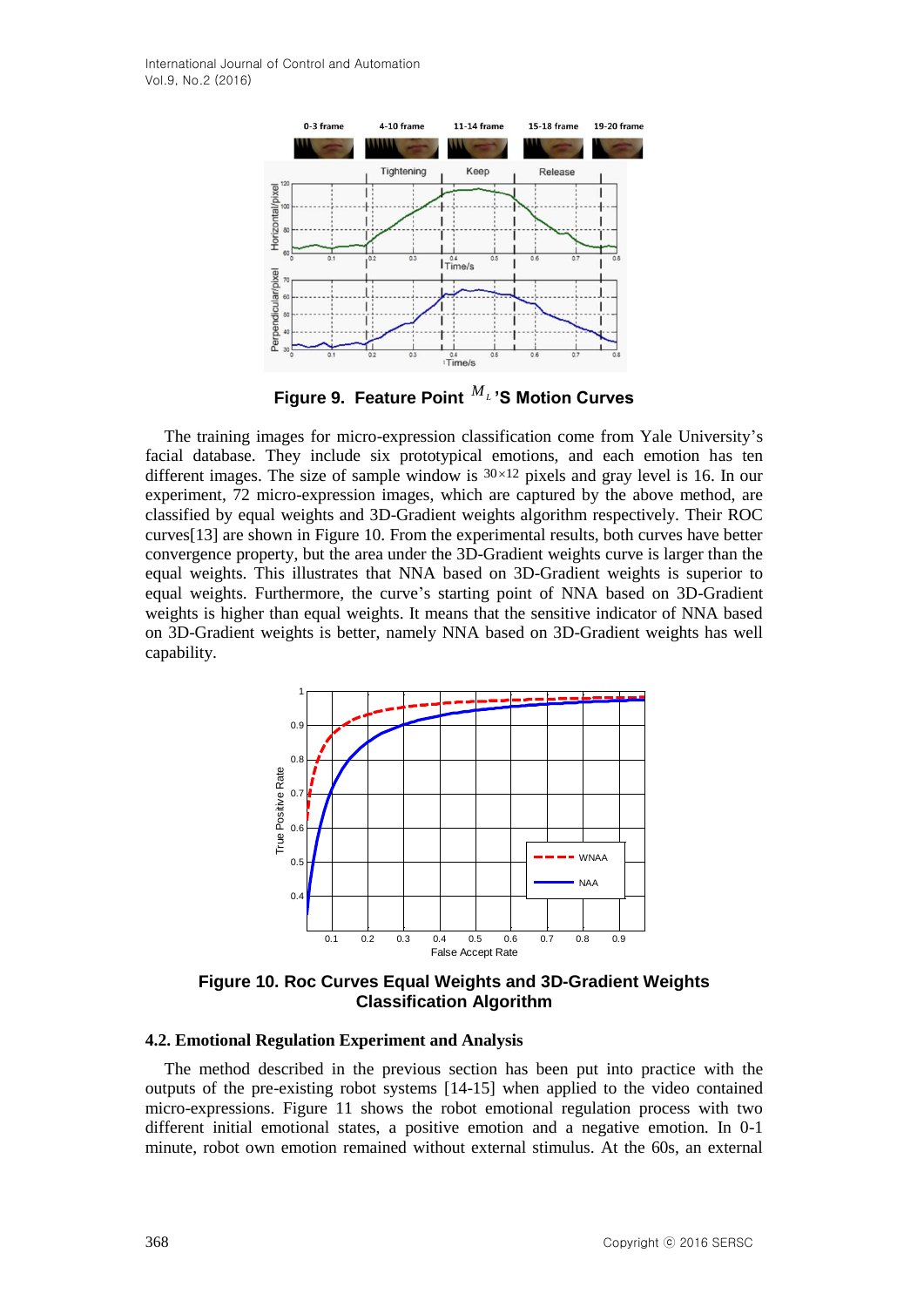**Figure 9. Feature Point $M_L$'S Motion Curves**

The training images for micro-expression classification come from Yale University's facial database. They include six prototypical emotions, and each emotion has ten different images. The size of sample window is $30 \times 12$ pixels and gray level is 16. In our experiment, 72 micro-expression images, which are captured by the above method, are classified by equal weights and 3D-Gradient weights algorithm respectively. Their ROC curves[13] are shown in Figure 10. From the experimental results, both curves have better convergence property, but the area under the 3D-Gradient weights curve is larger than the equal weights. This illustrates that NNA based on 3D-Gradient weights is superior to equal weights. Furthermore, the curve's starting point of NNA based on 3D-Gradient weights is higher than equal weights. It means that the sensitive indicator of NNA based on 3D-Gradient weights is better, namely NNA based on 3D-Gradient weights has well capability.

**Figure 10. Roc Curves Equal Weights and 3D-Gradient Weights Classification Algorithm**

### 4.2. Emotional Regulation Experiment and Analysis

The method described in the previous section has been put into practice with the outputs of the pre-existing robot systems [14-15] when applied to the video contained micro-expressions. Figure 11 shows the robot emotional regulation process with two different initial emotional states, a positive emotion and a negative emotion. In 0-1 minute, robot own emotion remained without external stimulus. At the 60s, an external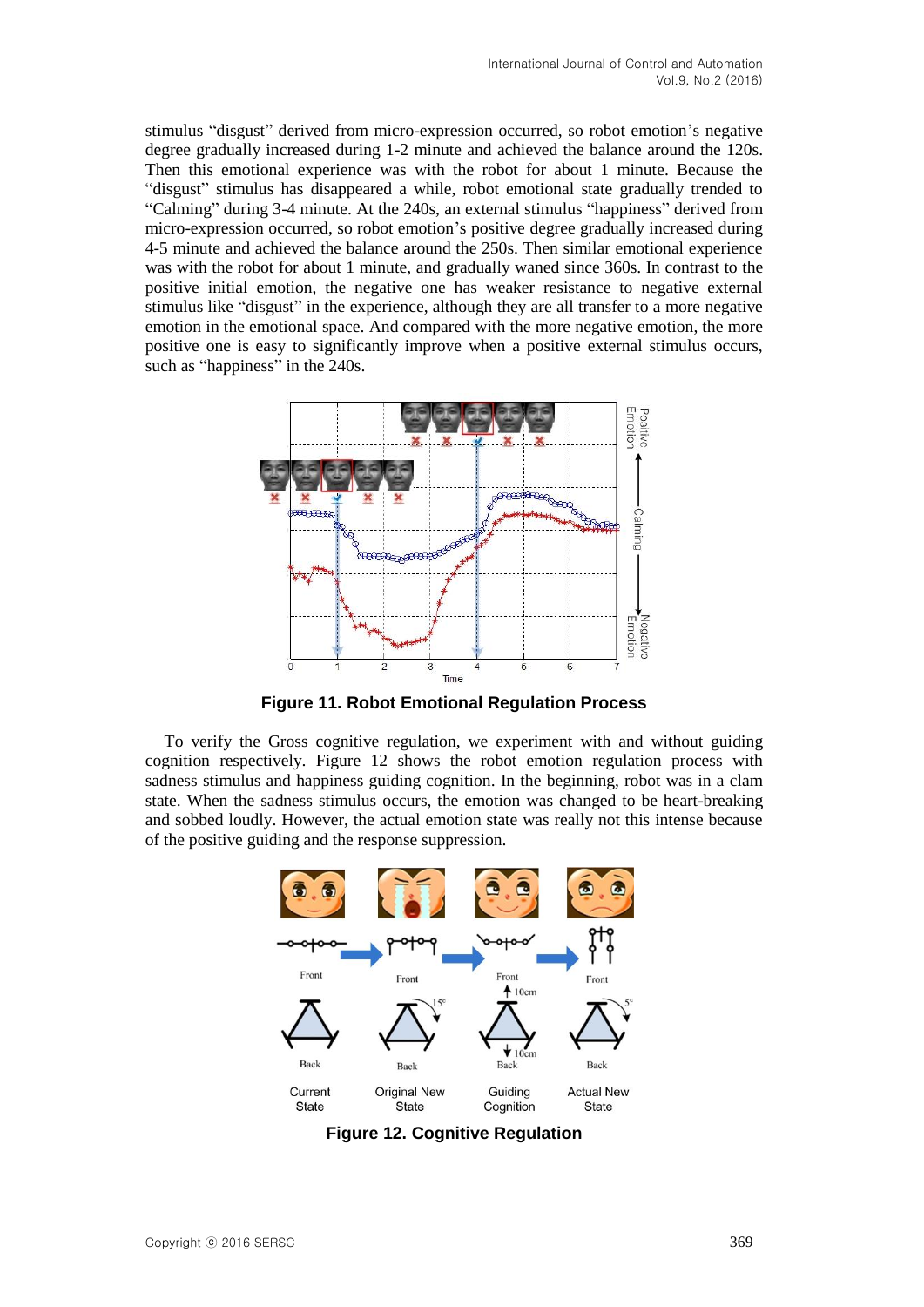stimulus "disgust" derived from micro-expression occurred, so robot emotion's negative degree gradually increased during 1-2 minute and achieved the balance around the 120s. Then this emotional experience was with the robot for about 1 minute. Because the "disgust" stimulus has disappeared a while, robot emotional state gradually trended to "Calming" during 3-4 minute. At the 240s, an external stimulus "happiness" derived from micro-expression occurred, so robot emotion's positive degree gradually increased during 4-5 minute and achieved the balance around the 250s. Then similar emotional experience was with the robot for about 1 minute, and gradually waned since 360s. In contrast to the positive initial emotion, the negative one has weaker resistance to negative external stimulus like "disgust" in the experience, although they are all transfer to a more negative emotion in the emotional space. And compared with the more negative emotion, the more positive one is easy to significantly improve when a positive external stimulus occurs, such as "happiness" in the 240s.

**Figure 11. Robot Emotional Regulation Process**

To verify the Gross cognitive regulation, we experiment with and without guiding cognition respectively. Figure 12 shows the robot emotion regulation process with sadness stimulus and happiness guiding cognition. In the beginning, robot was in a clam state. When the sadness stimulus occurs, the emotion was changed to be heart-breaking and sobbed loudly. However, the actual emotion state was really not this intense because of the positive guiding and the response suppression.

**Figure 12. Cognitive Regulation**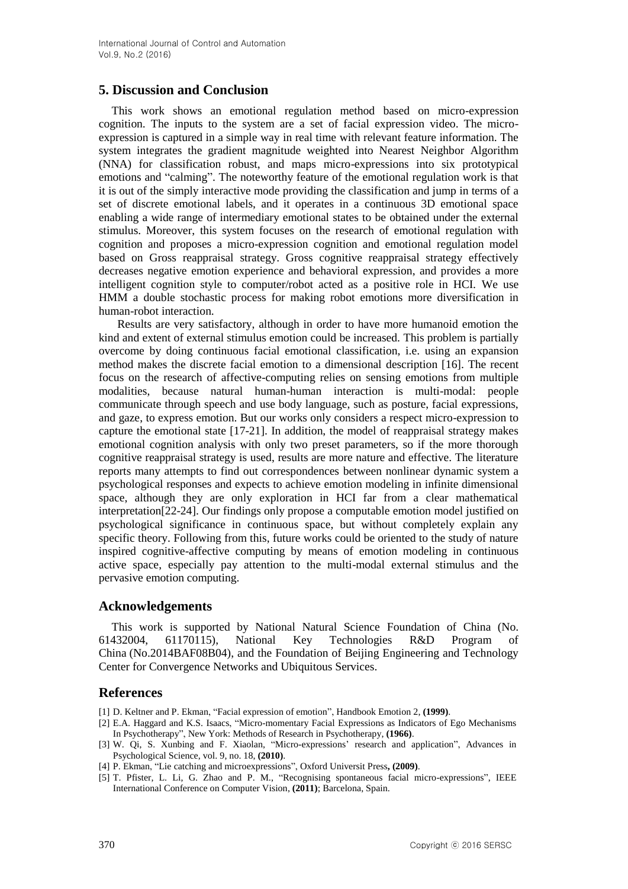## 5. Discussion and Conclusion

This work shows an emotional regulation method based on micro-expression cognition. The inputs to the system are a set of facial expression video. The micro-expression is captured in a simple way in real time with relevant feature information. The system integrates the gradient magnitude weighted into Nearest Neighbor Algorithm (NNA) for classification robust, and maps micro-expressions into six prototypical emotions and "calming". The noteworthy feature of the emotional regulation work is that it is out of the simply interactive mode providing the classification and jump in terms of a set of discrete emotional labels, and it operates in a continuous 3D emotional space enabling a wide range of intermediary emotional states to be obtained under the external stimulus. Moreover, this system focuses on the research of emotional regulation with cognition and proposes a micro-expression cognition and emotional regulation model based on Gross reappraisal strategy. Gross cognitive reappraisal strategy effectively decreases negative emotion experience and behavioral expression, and provides a more intelligent cognition style to computer/robot acted as a positive role in HCI. We use HMM a double stochastic process for making robot emotions more diversification in human-robot interaction.

Results are very satisfactory, although in order to have more humanoid emotion the kind and extent of external stimulus emotion could be increased. This problem is partially overcome by doing continuous facial emotional classification, i.e. using an expansion method makes the discrete facial emotion to a dimensional description [16]. The recent focus on the research of affective-computing relies on sensing emotions from multiple modalities, because natural human-human interaction is multi-modal: people communicate through speech and use body language, such as posture, facial expressions, and gaze, to express emotion. But our works only considers a respect micro-expression to capture the emotional state [17-21]. In addition, the model of reappraisal strategy makes emotional cognition analysis with only two preset parameters, so if the more thorough cognitive reappraisal strategy is used, results are more nature and effective. The literature reports many attempts to find out correspondences between nonlinear dynamic system a psychological responses and expects to achieve emotion modeling in infinite dimensional space, although they are only exploration in HCI far from a clear mathematical interpretation[22-24]. Our findings only propose a computable emotion model justified on psychological significance in continuous space, but without completely explain any specific theory. Following from this, future works could be oriented to the study of nature inspired cognitive-affective computing by means of emotion modeling in continuous active space, especially pay attention to the multi-modal external stimulus and the pervasive emotion computing.

## Acknowledgements

This work is supported by National Natural Science Foundation of China (No. 61432004, 61170115), National Key Technologies R&D Program of China (No.2014BAF08B04), and the Foundation of Beijing Engineering and Technology Center for Convergence Networks and Ubiquitous Services.

## References

[1] D. Keltner and P. Ekman, "Facial expression of emotion", Handbook Emotion 2, **(1999)**.

[2] E.A. Haggard and K.S. Isaacs, "Micro-momentary Facial Expressions as Indicators of Ego Mechanisms In Psychotherapy", New York: Methods of Research in Psychotherapy, **(1966)**.

[3] W. Qi, S. Xunbing and F. Xiaolan, "Micro-expressions' research and application", Advances in Psychological Science, vol. 9, no. 18, **(2010)**.

[4] P. Ekman, "Lie catching and microexpressions", Oxford Universit Press**, (2009)**.

[5] T. Pfister, L. Li, G. Zhao and P. M., "Recognising spontaneous facial micro-expressions", IEEE International Conference on Computer Vision, **(2011)**; Barcelona, Spain.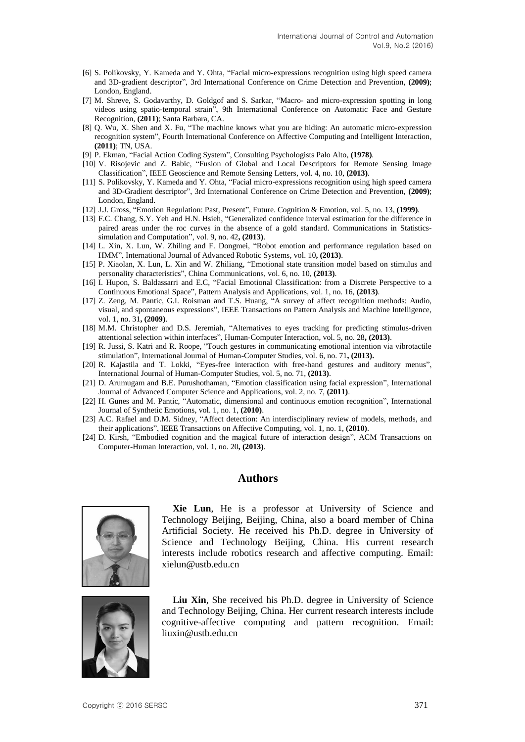[6] S. Polikovsky, Y. Kameda and Y. Ohta, "Facial micro-expressions recognition using high speed camera and 3D-gradient descriptor", 3rd International Conference on Crime Detection and Prevention, **(2009)**; London, England.

[7] M. Shreve, S. Godavarthy, D. Goldgof and S. Sarkar, "Macro- and micro-expression spotting in long videos using spatio-temporal strain", 9th International Conference on Automatic Face and Gesture Recognition, **(2011)**; Santa Barbara, CA.

[8] Q. Wu, X. Shen and X. Fu, "The machine knows what you are hiding: An automatic micro-expression recognition system", Fourth International Conference on Affective Computing and Intelligent Interaction, **(2011)**; TN, USA.

[9] P. Ekman, "Facial Action Coding System", Consulting Psychologists Palo Alto, **(1978)**.

[10] V. Risojevic and Z. Babic, "Fusion of Global and Local Descriptors for Remote Sensing Image Classification", IEEE Geoscience and Remote Sensing Letters, vol. 4, no. 10, **(2013)**.

[11] S. Polikovsky, Y. Kameda and Y. Ohta, "Facial micro-expressions recognition using high speed camera and 3D-Gradient descriptor", 3rd International Conference on Crime Detection and Prevention, **(2009)**; London, England.

[12] J.J. Gross, "Emotion Regulation: Past, Present", Future. Cognition & Emotion, vol. 5, no. 13, **(1999)**.

[13] F.C. Chang, S.Y. Yeh and H.N. Hsieh, "Generalized confidence interval estimation for the difference in paired areas under the roc curves in the absence of a gold standard. Communications in Statistics-simulation and Computation", vol. 9, no. 42**, (2013)**.

[14] L. Xin, X. Lun, W. Zhiling and F. Dongmei, "Robot emotion and performance regulation based on HMM", International Journal of Advanced Robotic Systems, vol. 10**, (2013)**.

[15] P. Xiaolan, X. Lun, L. Xin and W. Zhiliang, "Emotional state transition model based on stimulus and personality characteristics", China Communications, vol. 6, no. 10, **(2013)**.

[16] I. Hupon, S. Baldassarri and E.C, "Facial Emotional Classification: from a Discrete Perspective to a Continuous Emotional Space", Pattern Analysis and Applications, vol. 1, no. 16, **(2013)**.

[17] Z. Zeng, M. Pantic, G.I. Roisman and T.S. Huang, "A survey of affect recognition methods: Audio, visual, and spontaneous expressions", IEEE Transactions on Pattern Analysis and Machine Intelligence, vol. 1, no. 31**, (2009)**.

[18] M.M. Christopher and D.S. Jeremiah, "Alternatives to eyes tracking for predicting stimulus-driven attentional selection within interfaces", Human-Computer Interaction, vol. 5, no. 28**, (2013)**.

[19] R. Jussi, S. Katri and R. Roope, "Touch gestures in communicating emotional intention via vibrotactile stimulation", International Journal of Human-Computer Studies, vol. 6, no. 71**, (2013).**

[20] R. Kajastila and T. Lokki, "Eyes-free interaction with free-hand gestures and auditory menus", International Journal of Human-Computer Studies, vol. 5, no. 71, **(2013)**.

[21] D. Arumugam and B.E. Purushothaman, "Emotion classification using facial expression", International Journal of Advanced Computer Science and Applications, vol. 2, no. 7, **(2011)**.

[22] H. Gunes and M. Pantic, "Automatic, dimensional and continuous emotion recognition", International Journal of Synthetic Emotions, vol. 1, no. 1, **(2010)**.

[23] A.C. Rafael and D.M. Sidney, "Affect detection: An interdisciplinary review of models, methods, and their applications", IEEE Transactions on Affective Computing, vol. 1, no. 1, **(2010)**.

[24] D. Kirsh, "Embodied cognition and the magical future of interaction design", ACM Transactions on Computer-Human Interaction, vol. 1, no. 20**, (2013)**.

## Authors

**Xie Lun**, He is a professor at University of Science and Technology Beijing, Beijing, China, also a board member of China Artificial Society. He received his Ph.D. degree in University of Science and Technology Beijing, China. His current research interests include robotics research and affective computing. Email: xielun@ustb.edu.cn

**Liu Xin**, She received his Ph.D. degree in University of Science and Technology Beijing, China. Her current research interests include cognitive-affective computing and pattern recognition. Email: liuxin@ustb.edu.cn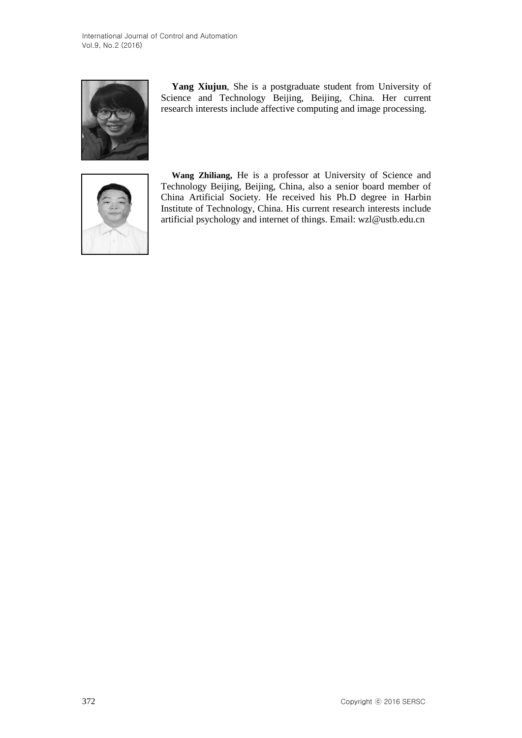**Yang Xiujun**, She is a postgraduate student from University of Science and Technology Beijing, Beijing, China. Her current research interests include affective computing and image processing.

**Wang Zhiliang,** He is a professor at University of Science and Technology Beijing, Beijing, China, also a senior board member of China Artificial Society. He received his Ph.D degree in Harbin Institute of Technology, China. His current research interests include artificial psychology and internet of things. Email: wzl@ustb.edu.cn